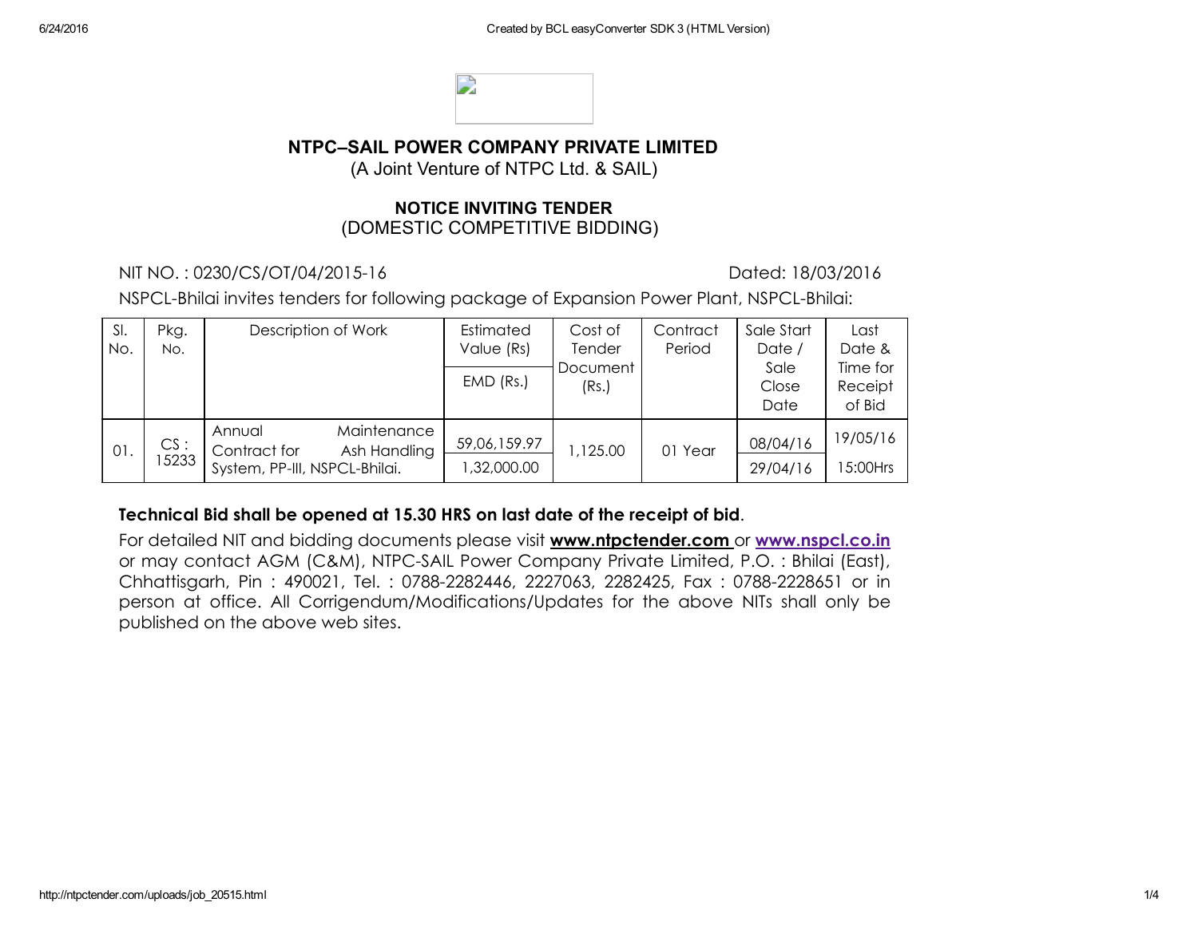## NTPC–SAIL POWER COMPANY PRIVATE LIMITED

(A Joint Venture of NTPC Ltd. & SAIL)

### NOTICE INVITING TENDER

(DOMESTIC COMPETITIVE BIDDING)

NIT NO. : 0230/CS/OT/04/2015-16 Dated: 18/03/2016

NSPCL-Bhilai invites tenders for following package of Expansion Power Plant, NSPCL-Bhilai:

| Sl. No. | Pkg. No. | Description of Work | Estimated Value (Rs) / EMD (Rs.) | Cost of Tender Document (Rs.) | Contract Period | Sale Start Date / Sale Close Date | Last Date & Time for Receipt of Bid |
|---|---|---|---|---|---|---|---|
| 01. | CS : 15233 | Annual Maintenance Contract for Ash Handling System, PP-III, NSPCL-Bhilai. | 59,06,159.97 / 1,32,000.00 | 1,125.00 | 01 Year | 08/04/16 / 29/04/16 | 19/05/16 15:00Hrs |

**Technical Bid shall be opened at 15.30 HRS on last date of the receipt of bid**.

For detailed NIT and bidding documents please visit **www.ntpctender.com** or **www.nspcl.co.in** or may contact AGM (C&M), NTPC-SAIL Power Company Private Limited, P.O. : Bhilai (East), Chhattisgarh, Pin : 490021, Tel. : 0788-2282446, 2227063, 2282425, Fax : 0788-2228651 or in person at office. All Corrigendum/Modifications/Updates for the above NITs shall only be published on the above web sites.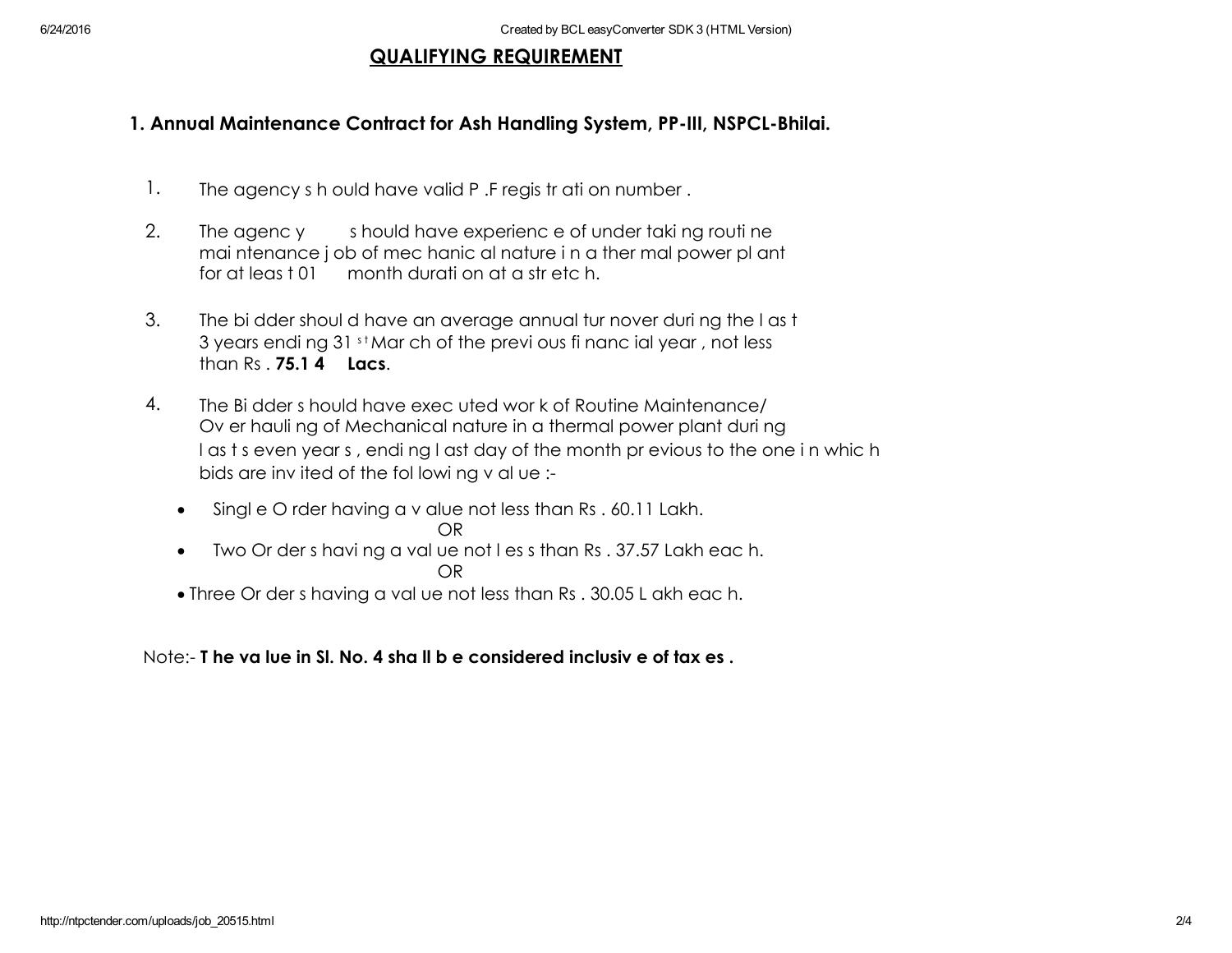## QUALIFYING REQUIREMENT

### 1. Annual Maintenance Contract for Ash Handling System, PP-III, NSPCL-Bhilai.

1. The agency should have valid P.F registration number.
2. The agency should have experience of undertaking routine maintenance job of mechanical nature in a thermal power plant for at least 01 month duration at a stretch.
3. The bidder should have an average annual turnover during the last 3 years ending 31st March of the previous financial year, not less than Rs. **75.14 Lacs**.
4. The Bidder should have executed work of Routine Maintenance/ Overhauling of Mechanical nature in a thermal power plant during last seven years, ending last day of the month previous to the one in which bids are invited of the following value :-
   - Single Order having a value not less than Rs. 60.11 Lakh.

     OR
   - Two Orders having a value not less than Rs. 37.57 Lakh each.

     OR
   - Three Orders having a value not less than Rs. 30.05 Lakh each.

Note:- **The value in Sl. No. 4 shall be considered inclusive of taxes.**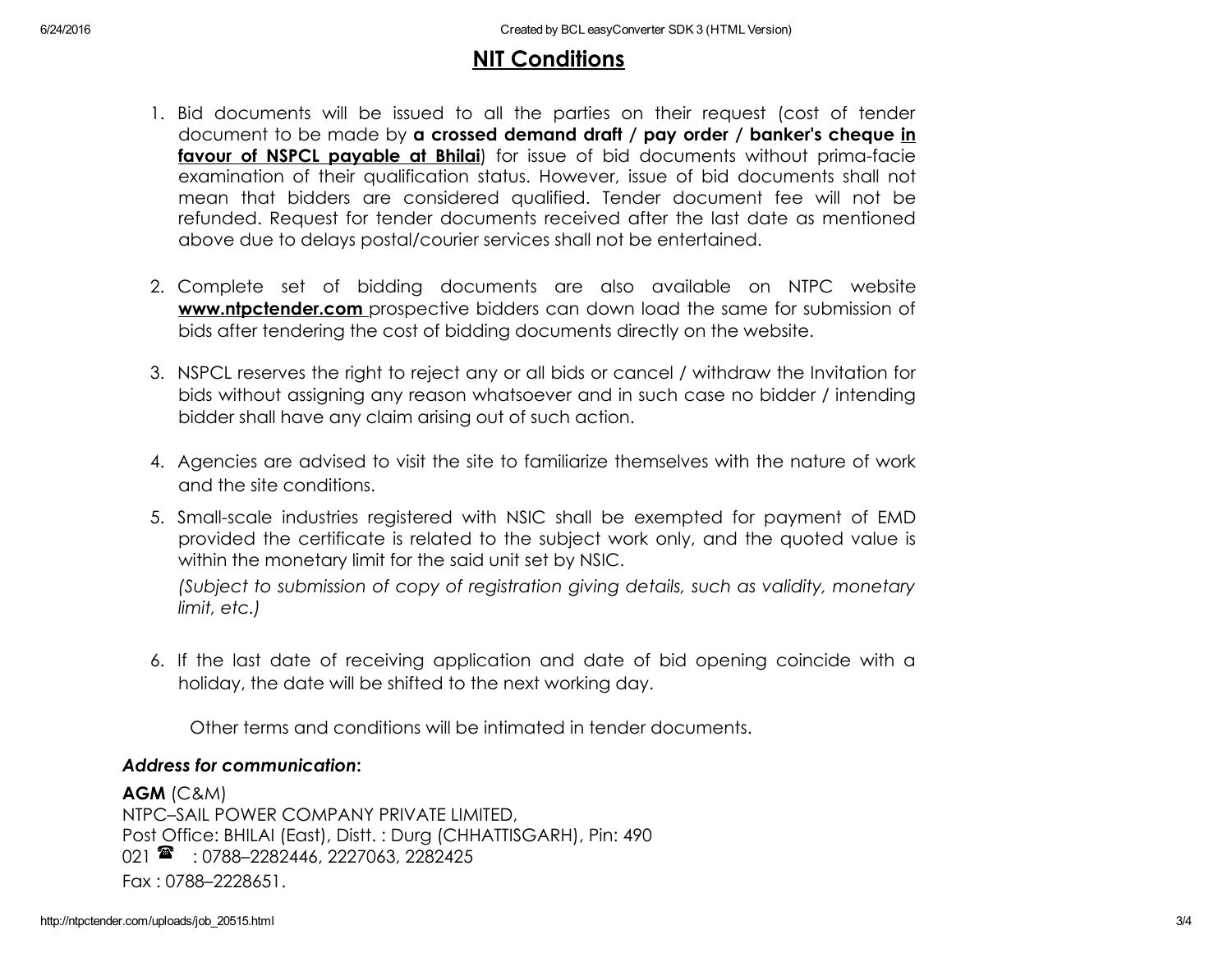## NIT Conditions

1. Bid documents will be issued to all the parties on their request (cost of tender document to be made by **a crossed demand draft / pay order / banker's cheque <u>in favour of NSPCL payable at Bhilai</u>**) for issue of bid documents without prima-facie examination of their qualification status. However, issue of bid documents shall not mean that bidders are considered qualified. Tender document fee will not be refunded. Request for tender documents received after the last date as mentioned above due to delays postal/courier services shall not be entertained.

2. Complete set of bidding documents are also available on NTPC website **<u>www.ntpctender.com</u>** prospective bidders can down load the same for submission of bids after tendering the cost of bidding documents directly on the website.

3. NSPCL reserves the right to reject any or all bids or cancel / withdraw the Invitation for bids without assigning any reason whatsoever and in such case no bidder / intending bidder shall have any claim arising out of such action.

4. Agencies are advised to visit the site to familiarize themselves with the nature of work and the site conditions.

5. Small-scale industries registered with NSIC shall be exempted for payment of EMD provided the certificate is related to the subject work only, and the quoted value is within the monetary limit for the said unit set by NSIC.

   *(Subject to submission of copy of registration giving details, such as validity, monetary limit, etc.)*

6. If the last date of receiving application and date of bid opening coincide with a holiday, the date will be shifted to the next working day.

Other terms and conditions will be intimated in tender documents.

***Address for communication*:**

**AGM** (C&M)
NTPC–SAIL POWER COMPANY PRIVATE LIMITED,
Post Office: BHILAI (East), Distt. : Durg (CHHATTISGARH), Pin: 490 021 ☎ : 0788–2282446, 2227063, 2282425
Fax : 0788–2228651.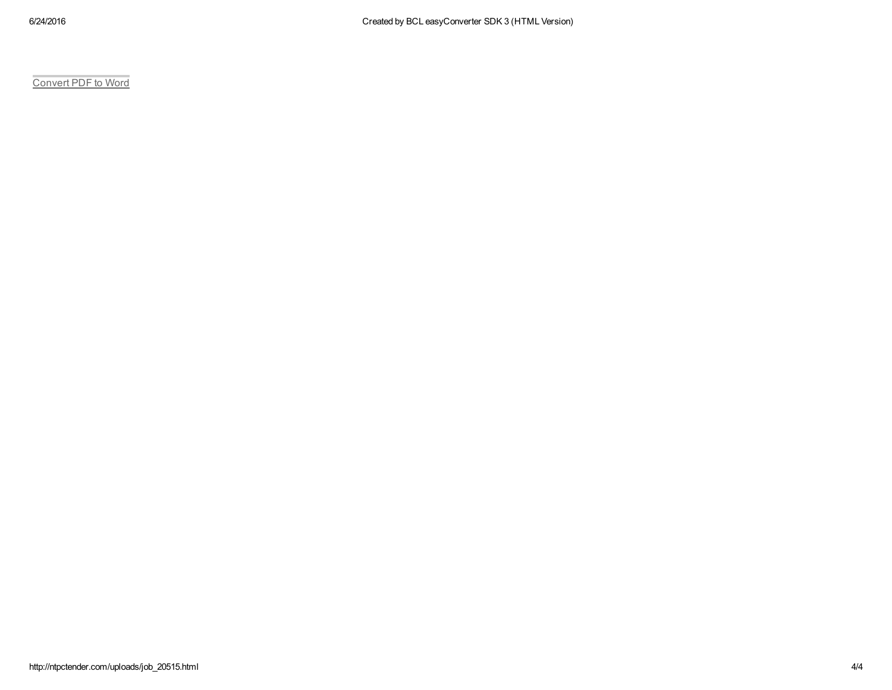Convert PDF to Word